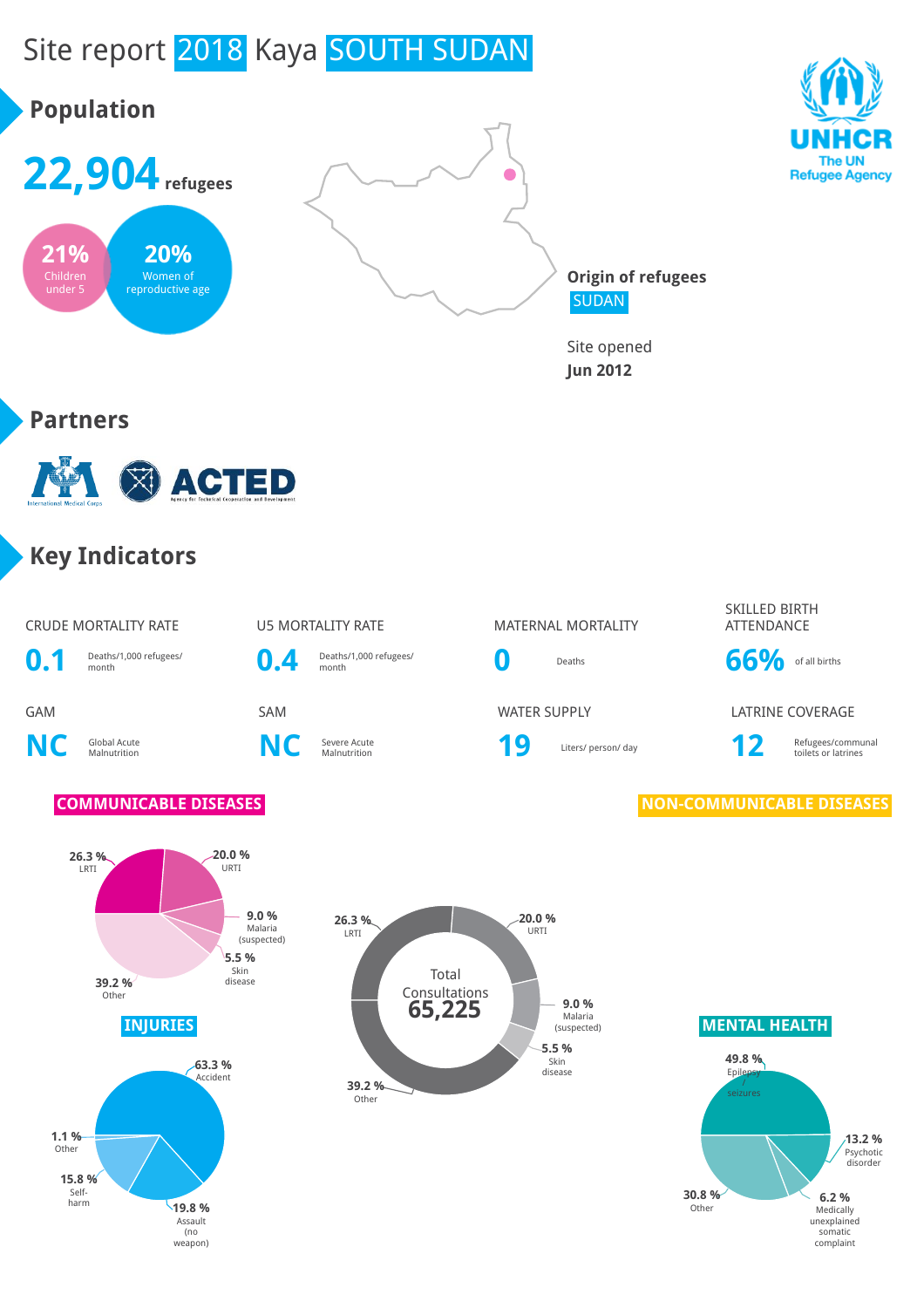# Site report 2018 Kaya SOUTH SUDAN

## Population

**22,904** refugees

**21%** Children under 5

**20%** Women of reproductive age

**Origin of refugees**
SUDAN

Site opened
**Jun 2012**

UNHCR
The UN Refugee Agency

## Partners

International Medical Corps

ACTED — Agency for Technical Cooperation and Development

## Key Indicators

| Indicator | Value | Unit |
| --- | --- | --- |
| CRUDE MORTALITY RATE | 0.1 | Deaths/1,000 refugees/ month |
| U5 MORTALITY RATE | 0.4 | Deaths/1,000 refugees/ month |
| MATERNAL MORTALITY | 0 | Deaths |
| SKILLED BIRTH ATTENDANCE | 66% | of all births |
| GAM | NC | Global Acute Malnutrition |
| SAM | NC | Severe Acute Malnutrition |
| WATER SUPPLY | 19 | Liters/ person/ day |
| LATRINE COVERAGE | 12 | Refugees/communal toilets or latrines |

### COMMUNICABLE DISEASES

- 26.3 % LRTI
- 20.0 % URTI
- 9.0 % Malaria (suspected)
- 5.5 % Skin disease
- 39.2 % Other

Total Consultations **65,225**

- 26.3 % LRTI
- 20.0 % URTI
- 9.0 % Malaria (suspected)
- 5.5 % Skin disease
- 39.2 % Other

### NON-COMMUNICABLE DISEASES

### INJURIES

- 63.3 % Accident
- 19.8 % Assault (no weapon)
- 15.8 % Self-harm
- 1.1 % Other

### MENTAL HEALTH

- 49.8 % Epilepsy / seizures
- 13.2 % Psychotic disorder
- 6.2 % Medically unexplained somatic complaint
- 30.8 % Other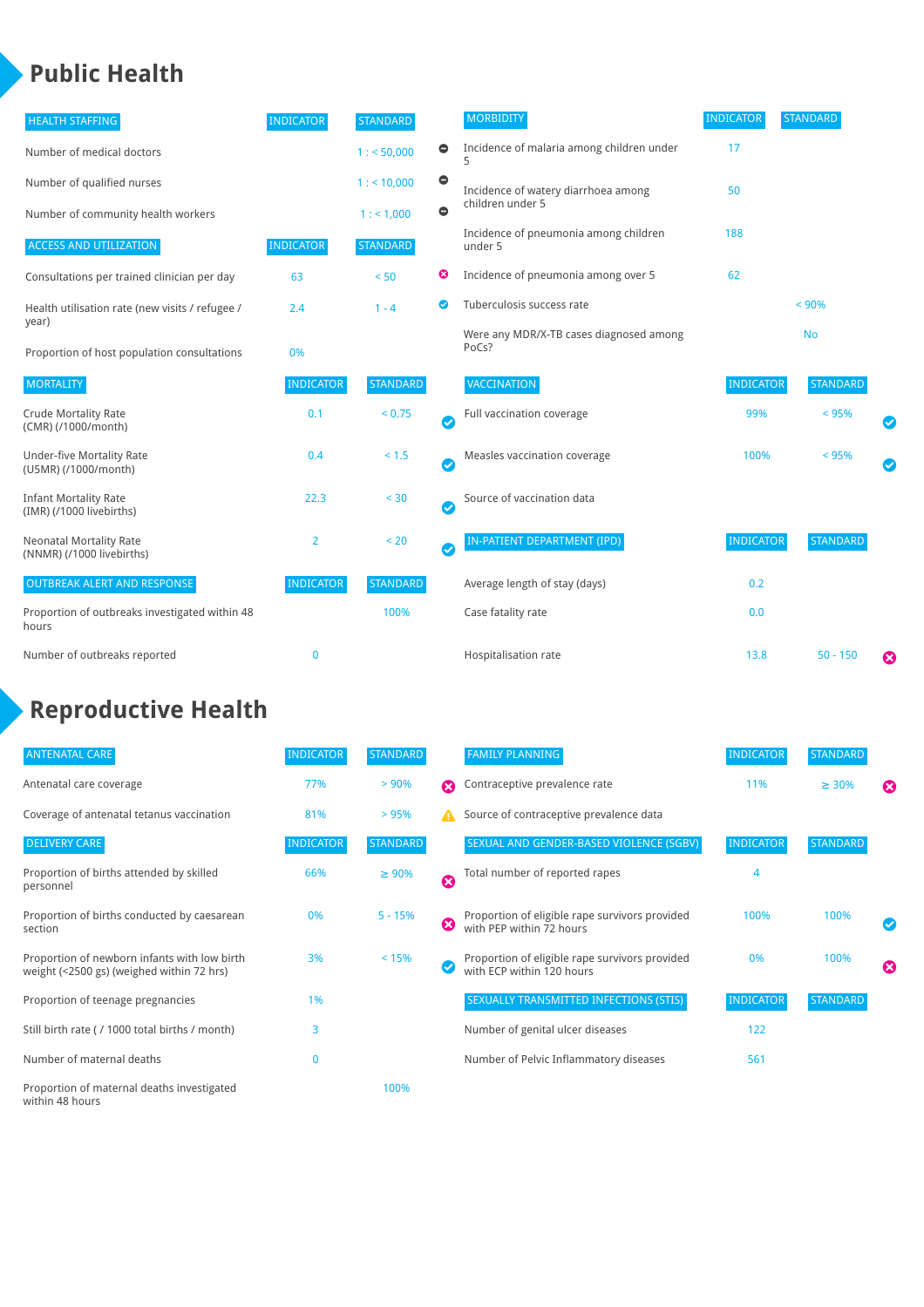# Public Health

| HEALTH STAFFING | INDICATOR | STANDARD | |
|---|---|---|---|
| Number of medical doctors | | 1 : < 50,000 | ⊖ |
| Number of qualified nurses | | 1 : < 10,000 | ⊖ |
| Number of community health workers | | 1 : < 1,000 | ⊖ |

| ACCESS AND UTILIZATION | INDICATOR | STANDARD | |
|---|---|---|---|
| Consultations per trained clinician per day | 63 | < 50 | ✖ |
| Health utilisation rate (new visits / refugee / year) | 2.4 | 1 - 4 | ✔ |
| Proportion of host population consultations | 0% | | |

| MORTALITY | INDICATOR | STANDARD | |
|---|---|---|---|
| Crude Mortality Rate (CMR) (/1000/month) | 0.1 | < 0.75 | ✔ |
| Under-five Mortality Rate (U5MR) (/1000/month) | 0.4 | < 1.5 | ✔ |
| Infant Mortality Rate (IMR) (/1000 livebirths) | 22.3 | < 30 | ✔ |
| Neonatal Mortality Rate (NNMR) (/1000 livebirths) | 2 | < 20 | ✔ |

| OUTBREAK ALERT AND RESPONSE | INDICATOR | STANDARD |
|---|---|---|
| Proportion of outbreaks investigated within 48 hours | | 100% |
| Number of outbreaks reported | 0 | |

| MORBIDITY | INDICATOR | STANDARD |
|---|---|---|
| Incidence of malaria among children under 5 | 17 | |
| Incidence of watery diarrhoea among children under 5 | 50 | |
| Incidence of pneumonia among children under 5 | 188 | |
| Incidence of pneumonia among over 5 | 62 | |
| Tuberculosis success rate | | < 90% |
| Were any MDR/X-TB cases diagnosed among PoCs? | | No |

| VACCINATION | INDICATOR | STANDARD | |
|---|---|---|---|
| Full vaccination coverage | 99% | < 95% | ✔ |
| Measles vaccination coverage | 100% | < 95% | ✔ |
| Source of vaccination data | | | |

| IN-PATIENT DEPARTMENT (IPD) | INDICATOR | STANDARD | |
|---|---|---|---|
| Average length of stay (days) | 0.2 | | |
| Case fatality rate | 0.0 | | |
| Hospitalisation rate | 13.8 | 50 - 150 | ✖ |

# Reproductive Health

| ANTENATAL CARE | INDICATOR | STANDARD | |
|---|---|---|---|
| Antenatal care coverage | 77% | > 90% | ✖ |
| Coverage of antenatal tetanus vaccination | 81% | > 95% | ⚠ |

| DELIVERY CARE | INDICATOR | STANDARD | |
|---|---|---|---|
| Proportion of births attended by skilled personnel | 66% | ≥ 90% | ✖ |
| Proportion of births conducted by caesarean section | 0% | 5 - 15% | ✖ |
| Proportion of newborn infants with low birth weight (<2500 gs) (weighed within 72 hrs) | 3% | < 15% | ✔ |
| Proportion of teenage pregnancies | 1% | | |
| Still birth rate ( / 1000 total births / month) | 3 | | |
| Number of maternal deaths | 0 | | |
| Proportion of maternal deaths investigated within 48 hours | | 100% | |

| FAMILY PLANNING | INDICATOR | STANDARD | |
|---|---|---|---|
| Contraceptive prevalence rate | 11% | ≥ 30% | ✖ |
| Source of contraceptive prevalence data | | | |

| SEXUAL AND GENDER-BASED VIOLENCE (SGBV) | INDICATOR | STANDARD | |
|---|---|---|---|
| Total number of reported rapes | 4 | | |
| Proportion of eligible rape survivors provided with PEP within 72 hours | 100% | 100% | ✔ |
| Proportion of eligible rape survivors provided with ECP within 120 hours | 0% | 100% | ✖ |

| SEXUALLY TRANSMITTED INFECTIONS (STIS) | INDICATOR | STANDARD |
|---|---|---|
| Number of genital ulcer diseases | 122 | |
| Number of Pelvic Inflammatory diseases | 561 | |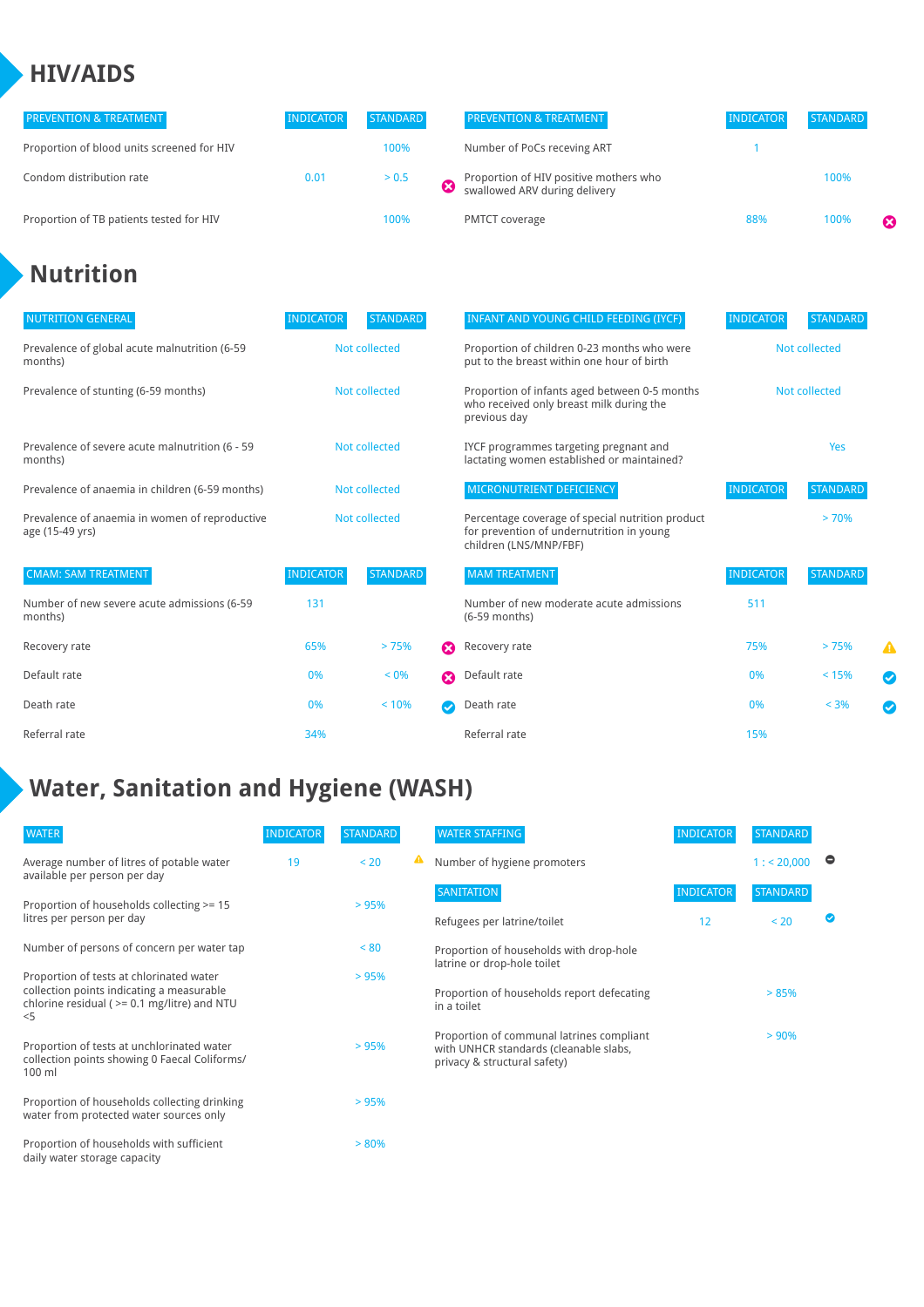# HIV/AIDS

| PREVENTION & TREATMENT | INDICATOR | STANDARD | |
|---|---|---|---|
| Proportion of blood units screened for HIV | | 100% | |
| Condom distribution rate | 0.01 | > 0.5 | ✖ |
| Proportion of TB patients tested for HIV | | 100% | |

| PREVENTION & TREATMENT | INDICATOR | STANDARD | |
|---|---|---|---|
| Number of PoCs receving ART | 1 | | |
| Proportion of HIV positive mothers who swallowed ARV during delivery | | 100% | |
| PMTCT coverage | 88% | 100% | ✖ |

# Nutrition

| NUTRITION GENERAL | INDICATOR | STANDARD |
|---|---|---|
| Prevalence of global acute malnutrition (6-59 months) | Not collected | |
| Prevalence of stunting (6-59 months) | Not collected | |
| Prevalence of severe acute malnutrition (6 - 59 months) | Not collected | |
| Prevalence of anaemia in children (6-59 months) | Not collected | |
| Prevalence of anaemia in women of reproductive age (15-49 yrs) | Not collected | |

| INFANT AND YOUNG CHILD FEEDING (IYCF) | INDICATOR | STANDARD |
|---|---|---|
| Proportion of children 0-23 months who were put to the breast within one hour of birth | Not collected | |
| Proportion of infants aged between 0-5 months who received only breast milk during the previous day | Not collected | |
| IYCF programmes targeting pregnant and lactating women established or maintained? | | Yes |

| MICRONUTRIENT DEFICIENCY | INDICATOR | STANDARD |
|---|---|---|
| Percentage coverage of special nutrition product for prevention of undernutrition in young children (LNS/MNP/FBF) | | > 70% |

| CMAM: SAM TREATMENT | INDICATOR | STANDARD | |
|---|---|---|---|
| Number of new severe acute admissions (6-59 months) | 131 | | |
| Recovery rate | 65% | > 75% | ✖ |
| Default rate | 0% | < 0% | ✖ |
| Death rate | 0% | < 10% | ✔ |
| Referral rate | 34% | | |

| MAM TREATMENT | INDICATOR | STANDARD | |
|---|---|---|---|
| Number of new moderate acute admissions (6-59 months) | 511 | | |
| Recovery rate | 75% | > 75% | ⚠ |
| Default rate | 0% | < 15% | ✔ |
| Death rate | 0% | < 3% | ✔ |
| Referral rate | 15% | | |

# Water, Sanitation and Hygiene (WASH)

| WATER | INDICATOR | STANDARD | |
|---|---|---|---|
| Average number of litres of potable water available per person per day | 19 | < 20 | ⚠ |
| Proportion of households collecting >= 15 litres per person per day | | > 95% | |
| Number of persons of concern per water tap | | < 80 | |
| Proportion of tests at chlorinated water collection points indicating a measurable chlorine residual ( >= 0.1 mg/litre) and NTU <5 | | > 95% | |
| Proportion of tests at unchlorinated water collection points showing 0 Faecal Coliforms/ 100 ml | | > 95% | |
| Proportion of households collecting drinking water from protected water sources only | | > 95% | |
| Proportion of households with sufficient daily water storage capacity | | > 80% | |

| WATER STAFFING | INDICATOR | STANDARD | |
|---|---|---|---|
| Number of hygiene promoters | | 1 : < 20,000 | ⊖ |

| SANITATION | INDICATOR | STANDARD | |
|---|---|---|---|
| Refugees per latrine/toilet | 12 | < 20 | ✔ |
| Proportion of households with drop-hole latrine or drop-hole toilet | | | |
| Proportion of households report defecating in a toilet | | > 85% | |
| Proportion of communal latrines compliant with UNHCR standards (cleanable slabs, privacy & structural safety) | | > 90% | |